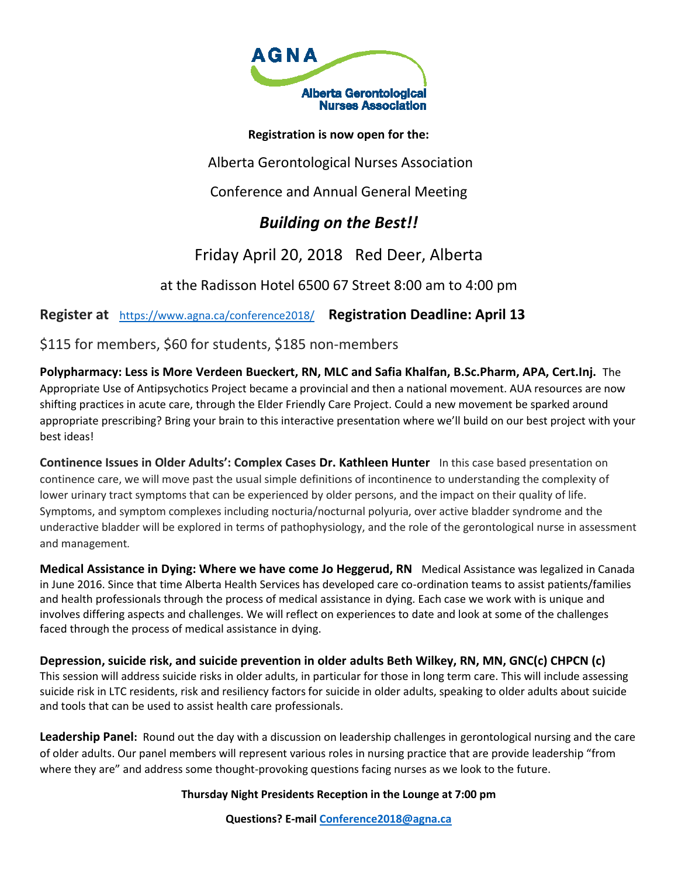AGNA

Alberta Gerontological Nurses Association

**Registration is now open for the:**

Alberta Gerontological Nurses Association

Conference and Annual General Meeting

## *Building on the Best!!*

Friday April 20, 2018 Red Deer, Alberta

at the Radisson Hotel 6500 67 Street 8:00 am to 4:00 pm

**Register at** https://www.agna.ca/conference2018/ **Registration Deadline: April 13**

$115 for members, $60 for students, $185 non-members

**Polypharmacy: Less is More Verdeen Bueckert, RN, MLC and Safia Khalfan, B.Sc.Pharm, APA, Cert.Inj.** The Appropriate Use of Antipsychotics Project became a provincial and then a national movement. AUA resources are now shifting practices in acute care, through the Elder Friendly Care Project. Could a new movement be sparked around appropriate prescribing? Bring your brain to this interactive presentation where we'll build on our best project with your best ideas!

**Continence Issues in Older Adults': Complex Cases Dr. Kathleen Hunter** In this case based presentation on continence care, we will move past the usual simple definitions of incontinence to understanding the complexity of lower urinary tract symptoms that can be experienced by older persons, and the impact on their quality of life. Symptoms, and symptom complexes including nocturia/nocturnal polyuria, over active bladder syndrome and the underactive bladder will be explored in terms of pathophysiology, and the role of the gerontological nurse in assessment and management.

**Medical Assistance in Dying: Where we have come Jo Heggerud, RN** Medical Assistance was legalized in Canada in June 2016. Since that time Alberta Health Services has developed care co-ordination teams to assist patients/families and health professionals through the process of medical assistance in dying. Each case we work with is unique and involves differing aspects and challenges. We will reflect on experiences to date and look at some of the challenges faced through the process of medical assistance in dying.

**Depression, suicide risk, and suicide prevention in older adults Beth Wilkey, RN, MN, GNC(c) CHPCN (c)** This session will address suicide risks in older adults, in particular for those in long term care. This will include assessing suicide risk in LTC residents, risk and resiliency factors for suicide in older adults, speaking to older adults about suicide and tools that can be used to assist health care professionals.

**Leadership Panel:** Round out the day with a discussion on leadership challenges in gerontological nursing and the care of older adults. Our panel members will represent various roles in nursing practice that are provide leadership "from where they are" and address some thought-provoking questions facing nurses as we look to the future.

**Thursday Night Presidents Reception in the Lounge at 7:00 pm**

**Questions? E-mail Conference2018@agna.ca**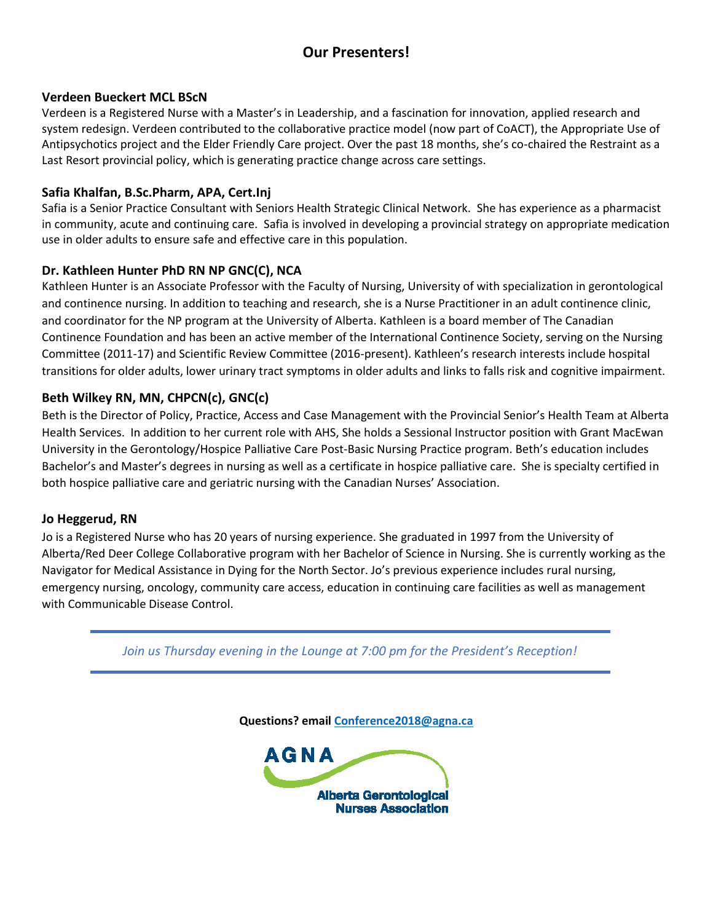## Our Presenters!

**Verdeen Bueckert MCL BScN**

Verdeen is a Registered Nurse with a Master's in Leadership, and a fascination for innovation, applied research and system redesign. Verdeen contributed to the collaborative practice model (now part of CoACT), the Appropriate Use of Antipsychotics project and the Elder Friendly Care project. Over the past 18 months, she's co-chaired the Restraint as a Last Resort provincial policy, which is generating practice change across care settings.

**Safia Khalfan, B.Sc.Pharm, APA, Cert.Inj**

Safia is a Senior Practice Consultant with Seniors Health Strategic Clinical Network. She has experience as a pharmacist in community, acute and continuing care. Safia is involved in developing a provincial strategy on appropriate medication use in older adults to ensure safe and effective care in this population.

**Dr. Kathleen Hunter PhD RN NP GNC(C), NCA**

Kathleen Hunter is an Associate Professor with the Faculty of Nursing, University of with specialization in gerontological and continence nursing. In addition to teaching and research, she is a Nurse Practitioner in an adult continence clinic, and coordinator for the NP program at the University of Alberta. Kathleen is a board member of The Canadian Continence Foundation and has been an active member of the International Continence Society, serving on the Nursing Committee (2011-17) and Scientific Review Committee (2016-present). Kathleen's research interests include hospital transitions for older adults, lower urinary tract symptoms in older adults and links to falls risk and cognitive impairment.

**Beth Wilkey RN, MN, CHPCN(c), GNC(c)**

Beth is the Director of Policy, Practice, Access and Case Management with the Provincial Senior's Health Team at Alberta Health Services. In addition to her current role with AHS, She holds a Sessional Instructor position with Grant MacEwan University in the Gerontology/Hospice Palliative Care Post-Basic Nursing Practice program. Beth's education includes Bachelor's and Master's degrees in nursing as well as a certificate in hospice palliative care. She is specialty certified in both hospice palliative care and geriatric nursing with the Canadian Nurses' Association.

**Jo Heggerud, RN**

Jo is a Registered Nurse who has 20 years of nursing experience. She graduated in 1997 from the University of Alberta/Red Deer College Collaborative program with her Bachelor of Science in Nursing. She is currently working as the Navigator for Medical Assistance in Dying for the North Sector. Jo's previous experience includes rural nursing, emergency nursing, oncology, community care access, education in continuing care facilities as well as management with Communicable Disease Control.

---

*Join us Thursday evening in the Lounge at 7:00 pm for the President's Reception!*

---

**Questions? email [Conference2018@agna.ca](mailto:Conference2018@agna.ca)**

AGNA

Alberta Gerontological Nurses Association